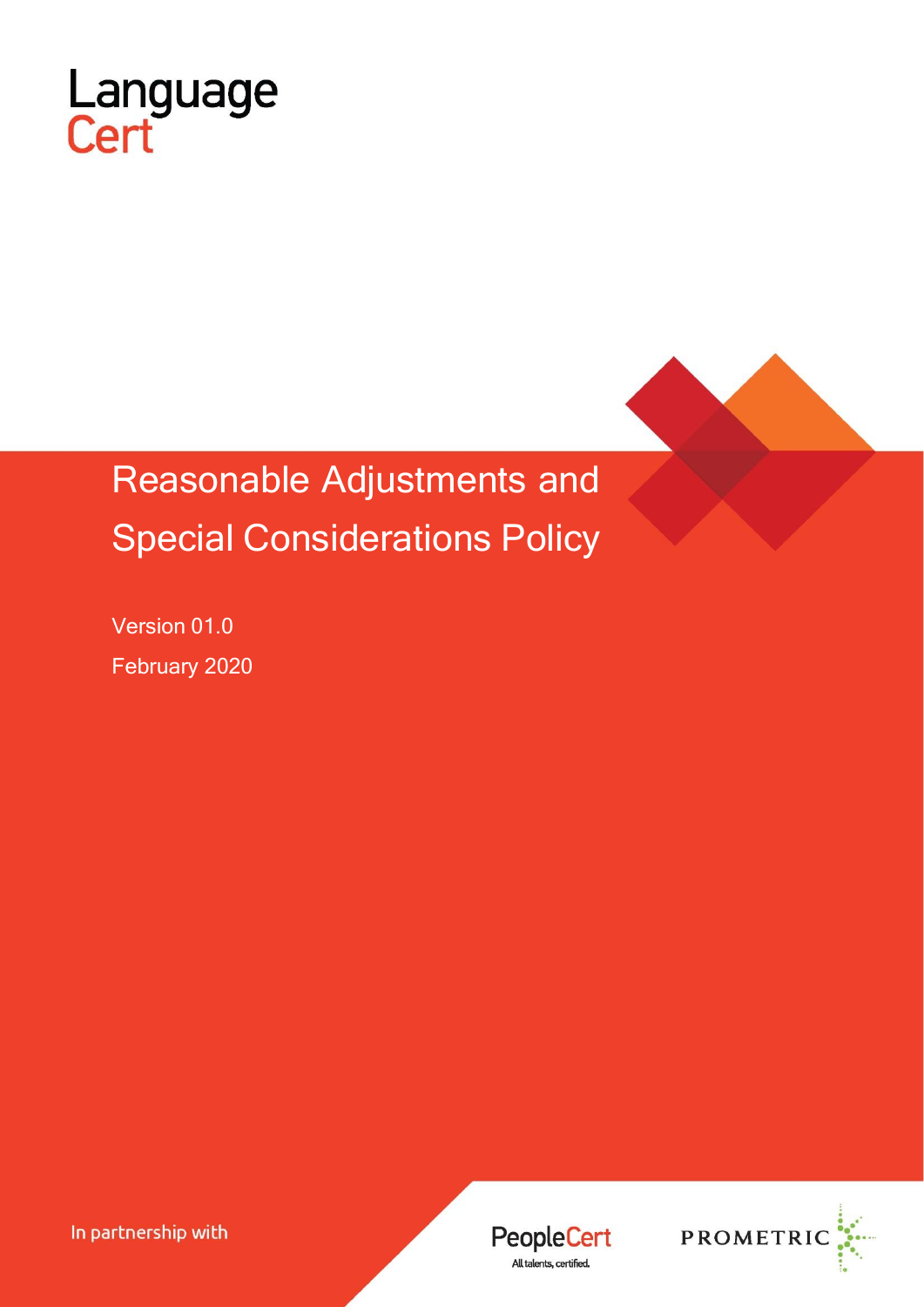LanguageCert

# Reasonable Adjustments and Special Considerations Policy

Version 01.0

February 2020

In partnership with

PeopleCert
All talents, certified.

PROMETRIC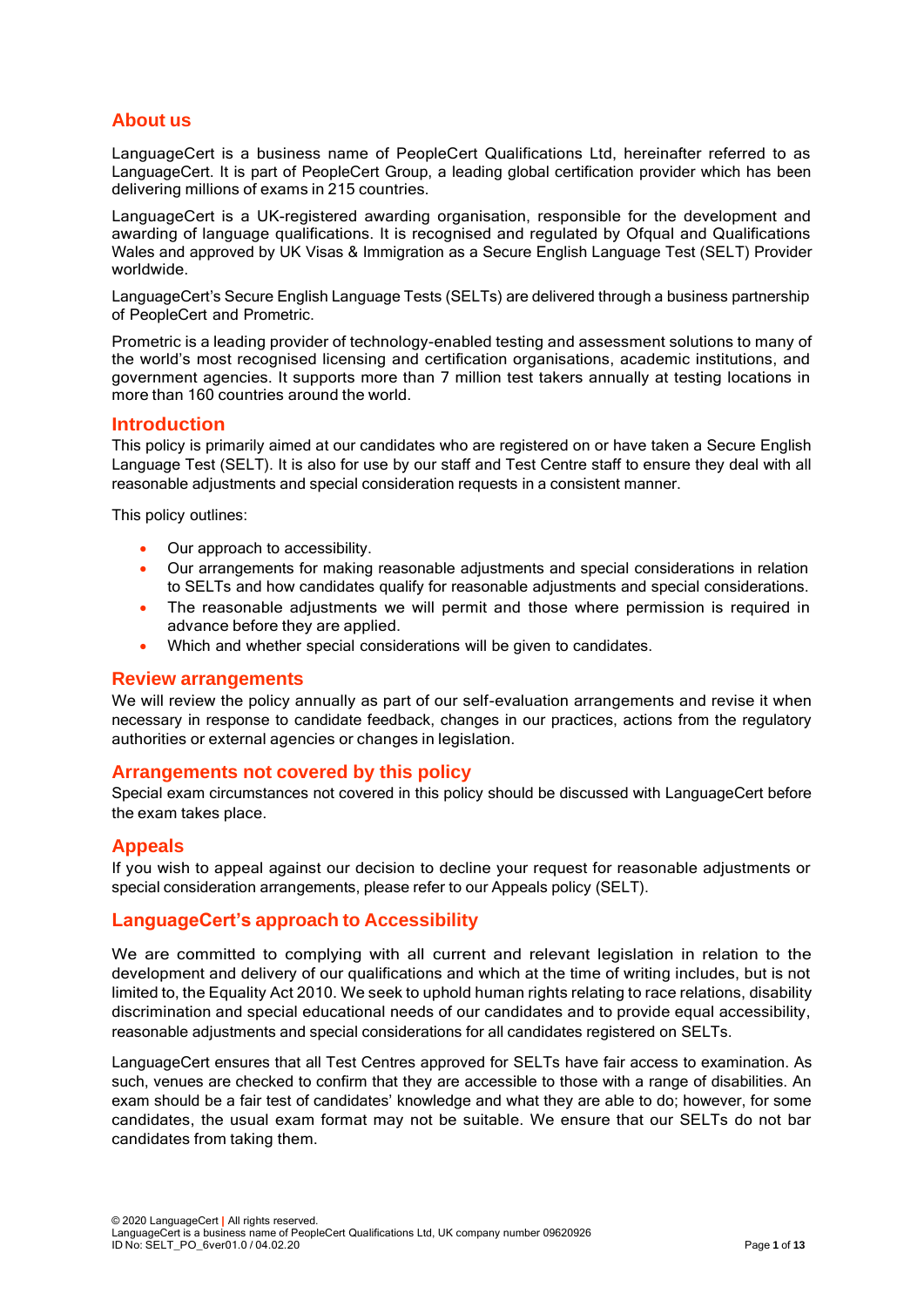## About us

LanguageCert is a business name of PeopleCert Qualifications Ltd, hereinafter referred to as LanguageCert. It is part of PeopleCert Group, a leading global certification provider which has been delivering millions of exams in 215 countries.

LanguageCert is a UK-registered awarding organisation, responsible for the development and awarding of language qualifications. It is recognised and regulated by Ofqual and Qualifications Wales and approved by UK Visas & Immigration as a Secure English Language Test (SELT) Provider worldwide.

LanguageCert's Secure English Language Tests (SELTs) are delivered through a business partnership of PeopleCert and Prometric.

Prometric is a leading provider of technology-enabled testing and assessment solutions to many of the world's most recognised licensing and certification organisations, academic institutions, and government agencies. It supports more than 7 million test takers annually at testing locations in more than 160 countries around the world.

## Introduction

This policy is primarily aimed at our candidates who are registered on or have taken a Secure English Language Test (SELT). It is also for use by our staff and Test Centre staff to ensure they deal with all reasonable adjustments and special consideration requests in a consistent manner.

This policy outlines:

- Our approach to accessibility.
- Our arrangements for making reasonable adjustments and special considerations in relation to SELTs and how candidates qualify for reasonable adjustments and special considerations.
- The reasonable adjustments we will permit and those where permission is required in advance before they are applied.
- Which and whether special considerations will be given to candidates.

## Review arrangements

We will review the policy annually as part of our self-evaluation arrangements and revise it when necessary in response to candidate feedback, changes in our practices, actions from the regulatory authorities or external agencies or changes in legislation.

## Arrangements not covered by this policy

Special exam circumstances not covered in this policy should be discussed with LanguageCert before the exam takes place.

## Appeals

If you wish to appeal against our decision to decline your request for reasonable adjustments or special consideration arrangements, please refer to our Appeals policy (SELT).

## LanguageCert's approach to Accessibility

We are committed to complying with all current and relevant legislation in relation to the development and delivery of our qualifications and which at the time of writing includes, but is not limited to, the Equality Act 2010. We seek to uphold human rights relating to race relations, disability discrimination and special educational needs of our candidates and to provide equal accessibility, reasonable adjustments and special considerations for all candidates registered on SELTs.

LanguageCert ensures that all Test Centres approved for SELTs have fair access to examination. As such, venues are checked to confirm that they are accessible to those with a range of disabilities. An exam should be a fair test of candidates' knowledge and what they are able to do; however, for some candidates, the usual exam format may not be suitable. We ensure that our SELTs do not bar candidates from taking them.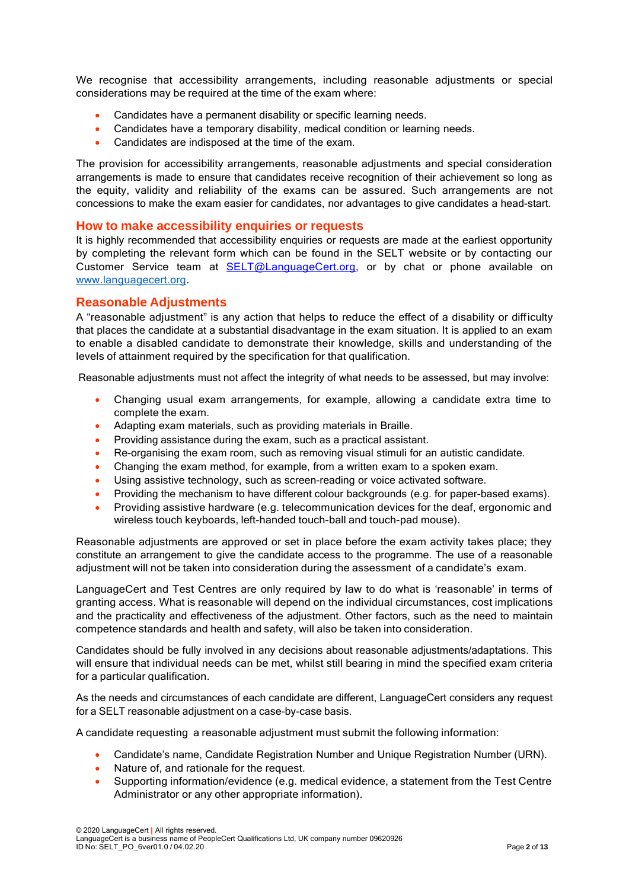We recognise that accessibility arrangements, including reasonable adjustments or special considerations may be required at the time of the exam where:

- Candidates have a permanent disability or specific learning needs.
- Candidates have a temporary disability, medical condition or learning needs.
- Candidates are indisposed at the time of the exam.

The provision for accessibility arrangements, reasonable adjustments and special consideration arrangements is made to ensure that candidates receive recognition of their achievement so long as the equity, validity and reliability of the exams can be assured. Such arrangements are not concessions to make the exam easier for candidates, nor advantages to give candidates a head-start.

## How to make accessibility enquiries or requests

It is highly recommended that accessibility enquiries or requests are made at the earliest opportunity by completing the relevant form which can be found in the SELT website or by contacting our Customer Service team at SELT@LanguageCert.org, or by chat or phone available on www.languagecert.org.

## Reasonable Adjustments

A "reasonable adjustment" is any action that helps to reduce the effect of a disability or difficulty that places the candidate at a substantial disadvantage in the exam situation. It is applied to an exam to enable a disabled candidate to demonstrate their knowledge, skills and understanding of the levels of attainment required by the specification for that qualification.

Reasonable adjustments must not affect the integrity of what needs to be assessed, but may involve:

- Changing usual exam arrangements, for example, allowing a candidate extra time to complete the exam.
- Adapting exam materials, such as providing materials in Braille.
- Providing assistance during the exam, such as a practical assistant.
- Re-organising the exam room, such as removing visual stimuli for an autistic candidate.
- Changing the exam method, for example, from a written exam to a spoken exam.
- Using assistive technology, such as screen-reading or voice activated software.
- Providing the mechanism to have different colour backgrounds (e.g. for paper-based exams).
- Providing assistive hardware (e.g. telecommunication devices for the deaf, ergonomic and wireless touch keyboards, left-handed touch-ball and touch-pad mouse).

Reasonable adjustments are approved or set in place before the exam activity takes place; they constitute an arrangement to give the candidate access to the programme. The use of a reasonable adjustment will not be taken into consideration during the assessment of a candidate's exam.

LanguageCert and Test Centres are only required by law to do what is 'reasonable' in terms of granting access. What is reasonable will depend on the individual circumstances, cost implications and the practicality and effectiveness of the adjustment. Other factors, such as the need to maintain competence standards and health and safety, will also be taken into consideration.

Candidates should be fully involved in any decisions about reasonable adjustments/adaptations. This will ensure that individual needs can be met, whilst still bearing in mind the specified exam criteria for a particular qualification.

As the needs and circumstances of each candidate are different, LanguageCert considers any request for a SELT reasonable adjustment on a case-by-case basis.

A candidate requesting a reasonable adjustment must submit the following information:

- Candidate's name, Candidate Registration Number and Unique Registration Number (URN).
- Nature of, and rationale for the request.
- Supporting information/evidence (e.g. medical evidence, a statement from the Test Centre Administrator or any other appropriate information).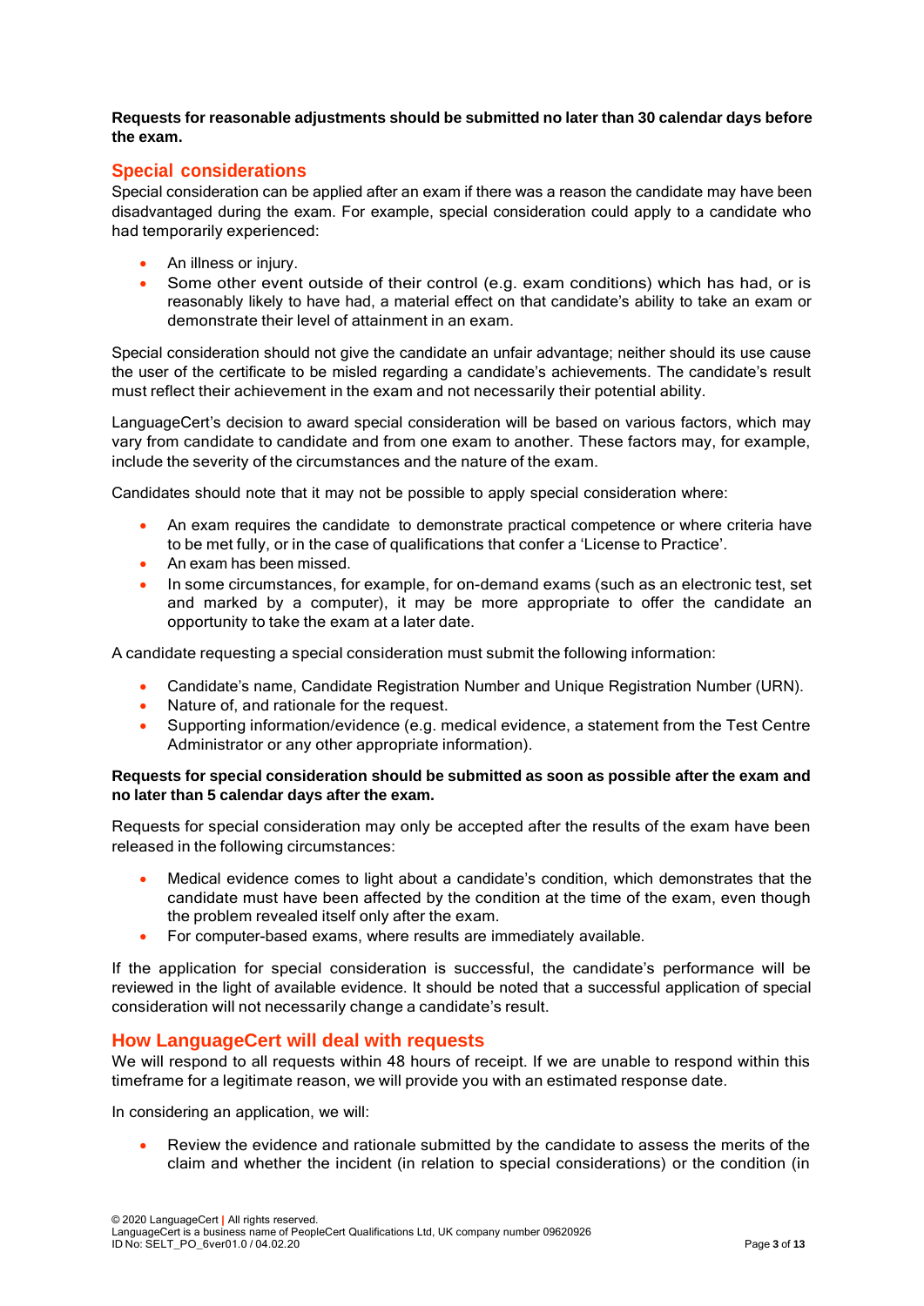**Requests for reasonable adjustments should be submitted no later than 30 calendar days before the exam.**

## Special considerations

Special consideration can be applied after an exam if there was a reason the candidate may have been disadvantaged during the exam. For example, special consideration could apply to a candidate who had temporarily experienced:

- An illness or injury.
- Some other event outside of their control (e.g. exam conditions) which has had, or is reasonably likely to have had, a material effect on that candidate's ability to take an exam or demonstrate their level of attainment in an exam.

Special consideration should not give the candidate an unfair advantage; neither should its use cause the user of the certificate to be misled regarding a candidate's achievements. The candidate's result must reflect their achievement in the exam and not necessarily their potential ability.

LanguageCert's decision to award special consideration will be based on various factors, which may vary from candidate to candidate and from one exam to another. These factors may, for example, include the severity of the circumstances and the nature of the exam.

Candidates should note that it may not be possible to apply special consideration where:

- An exam requires the candidate to demonstrate practical competence or where criteria have to be met fully, or in the case of qualifications that confer a 'License to Practice'.
- An exam has been missed.
- In some circumstances, for example, for on-demand exams (such as an electronic test, set and marked by a computer), it may be more appropriate to offer the candidate an opportunity to take the exam at a later date.

A candidate requesting a special consideration must submit the following information:

- Candidate's name, Candidate Registration Number and Unique Registration Number (URN).
- Nature of, and rationale for the request.
- Supporting information/evidence (e.g. medical evidence, a statement from the Test Centre Administrator or any other appropriate information).

**Requests for special consideration should be submitted as soon as possible after the exam and no later than 5 calendar days after the exam.**

Requests for special consideration may only be accepted after the results of the exam have been released in the following circumstances:

- Medical evidence comes to light about a candidate's condition, which demonstrates that the candidate must have been affected by the condition at the time of the exam, even though the problem revealed itself only after the exam.
- For computer-based exams, where results are immediately available.

If the application for special consideration is successful, the candidate's performance will be reviewed in the light of available evidence. It should be noted that a successful application of special consideration will not necessarily change a candidate's result.

## How LanguageCert will deal with requests

We will respond to all requests within 48 hours of receipt. If we are unable to respond within this timeframe for a legitimate reason, we will provide you with an estimated response date.

In considering an application, we will:

- Review the evidence and rationale submitted by the candidate to assess the merits of the claim and whether the incident (in relation to special considerations) or the condition (in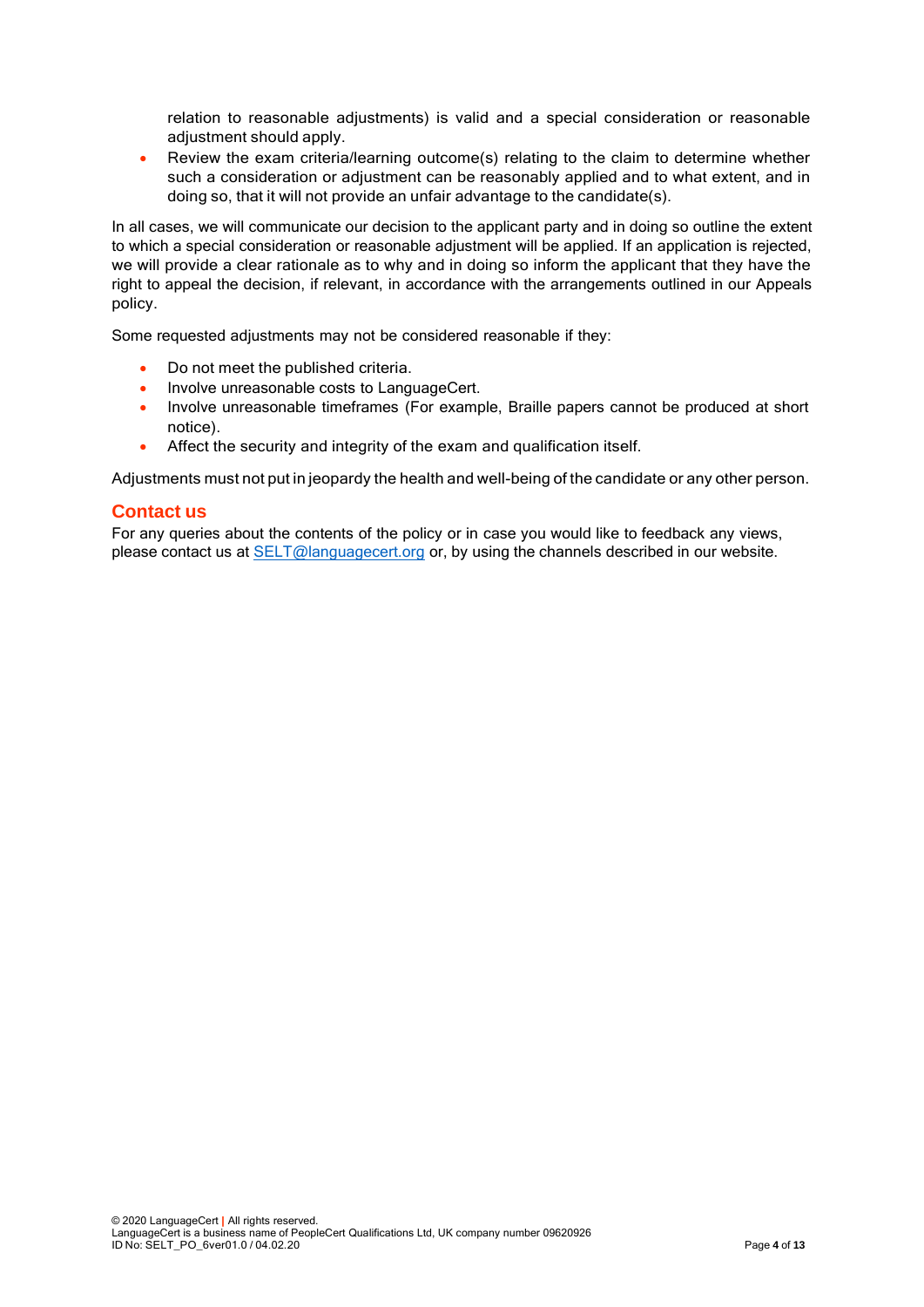relation to reasonable adjustments) is valid and a special consideration or reasonable adjustment should apply.

- Review the exam criteria/learning outcome(s) relating to the claim to determine whether such a consideration or adjustment can be reasonably applied and to what extent, and in doing so, that it will not provide an unfair advantage to the candidate(s).

In all cases, we will communicate our decision to the applicant party and in doing so outline the extent to which a special consideration or reasonable adjustment will be applied. If an application is rejected, we will provide a clear rationale as to why and in doing so inform the applicant that they have the right to appeal the decision, if relevant, in accordance with the arrangements outlined in our Appeals policy.

Some requested adjustments may not be considered reasonable if they:

- Do not meet the published criteria.
- Involve unreasonable costs to LanguageCert.
- Involve unreasonable timeframes (For example, Braille papers cannot be produced at short notice).
- Affect the security and integrity of the exam and qualification itself.

Adjustments must not put in jeopardy the health and well-being of the candidate or any other person.

## Contact us

For any queries about the contents of the policy or in case you would like to feedback any views, please contact us at SELT@languagecert.org or, by using the channels described in our website.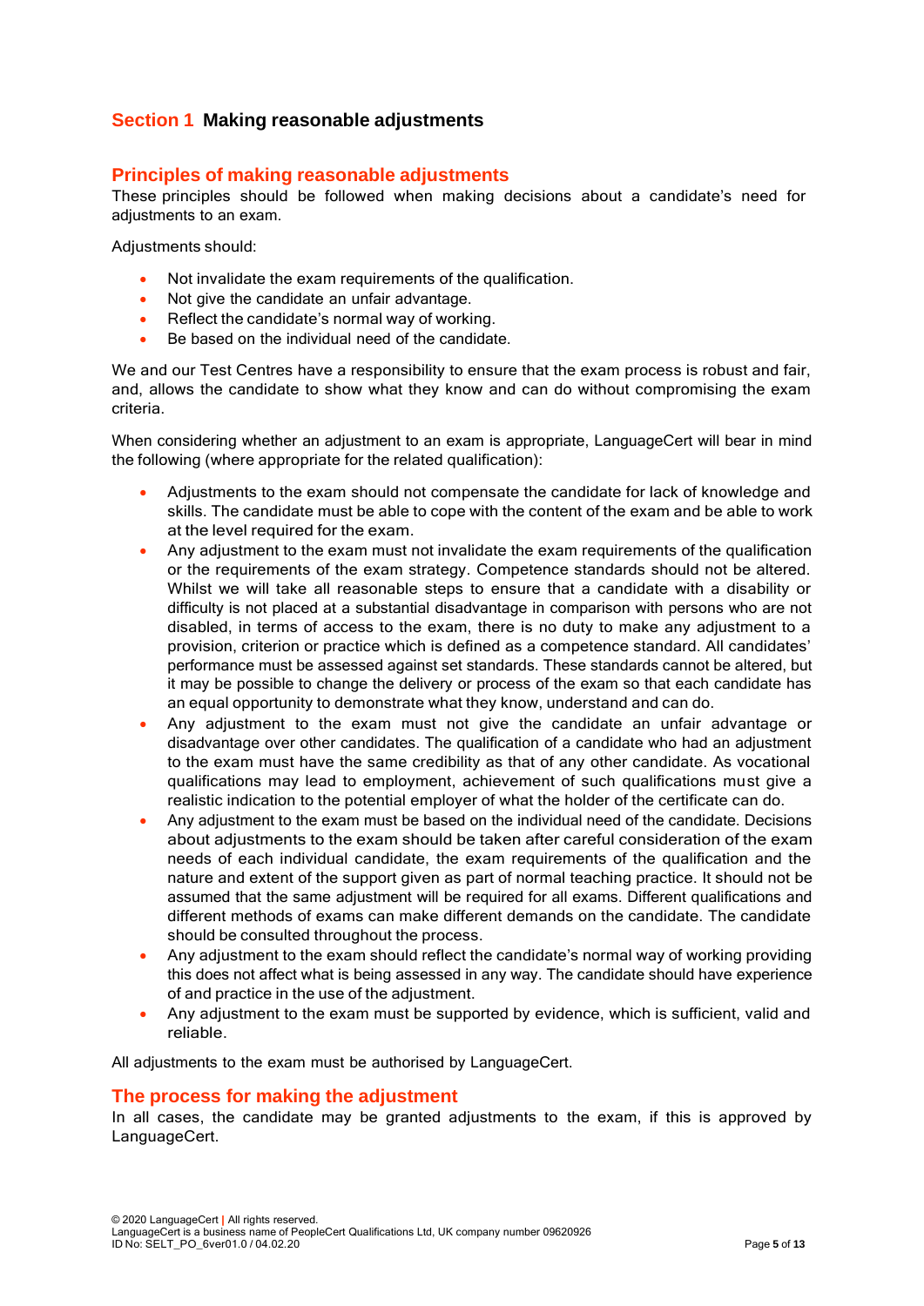## Section 1 Making reasonable adjustments

### Principles of making reasonable adjustments

These principles should be followed when making decisions about a candidate's need for adjustments to an exam.

Adjustments should:

- Not invalidate the exam requirements of the qualification.
- Not give the candidate an unfair advantage.
- Reflect the candidate's normal way of working.
- Be based on the individual need of the candidate.

We and our Test Centres have a responsibility to ensure that the exam process is robust and fair, and, allows the candidate to show what they know and can do without compromising the exam criteria.

When considering whether an adjustment to an exam is appropriate, LanguageCert will bear in mind the following (where appropriate for the related qualification):

- Adjustments to the exam should not compensate the candidate for lack of knowledge and skills. The candidate must be able to cope with the content of the exam and be able to work at the level required for the exam.
- Any adjustment to the exam must not invalidate the exam requirements of the qualification or the requirements of the exam strategy. Competence standards should not be altered. Whilst we will take all reasonable steps to ensure that a candidate with a disability or difficulty is not placed at a substantial disadvantage in comparison with persons who are not disabled, in terms of access to the exam, there is no duty to make any adjustment to a provision, criterion or practice which is defined as a competence standard. All candidates' performance must be assessed against set standards. These standards cannot be altered, but it may be possible to change the delivery or process of the exam so that each candidate has an equal opportunity to demonstrate what they know, understand and can do.
- Any adjustment to the exam must not give the candidate an unfair advantage or disadvantage over other candidates. The qualification of a candidate who had an adjustment to the exam must have the same credibility as that of any other candidate. As vocational qualifications may lead to employment, achievement of such qualifications must give a realistic indication to the potential employer of what the holder of the certificate can do.
- Any adjustment to the exam must be based on the individual need of the candidate. Decisions about adjustments to the exam should be taken after careful consideration of the exam needs of each individual candidate, the exam requirements of the qualification and the nature and extent of the support given as part of normal teaching practice. It should not be assumed that the same adjustment will be required for all exams. Different qualifications and different methods of exams can make different demands on the candidate. The candidate should be consulted throughout the process.
- Any adjustment to the exam should reflect the candidate's normal way of working providing this does not affect what is being assessed in any way. The candidate should have experience of and practice in the use of the adjustment.
- Any adjustment to the exam must be supported by evidence, which is sufficient, valid and reliable.

All adjustments to the exam must be authorised by LanguageCert.

### The process for making the adjustment

In all cases, the candidate may be granted adjustments to the exam, if this is approved by LanguageCert.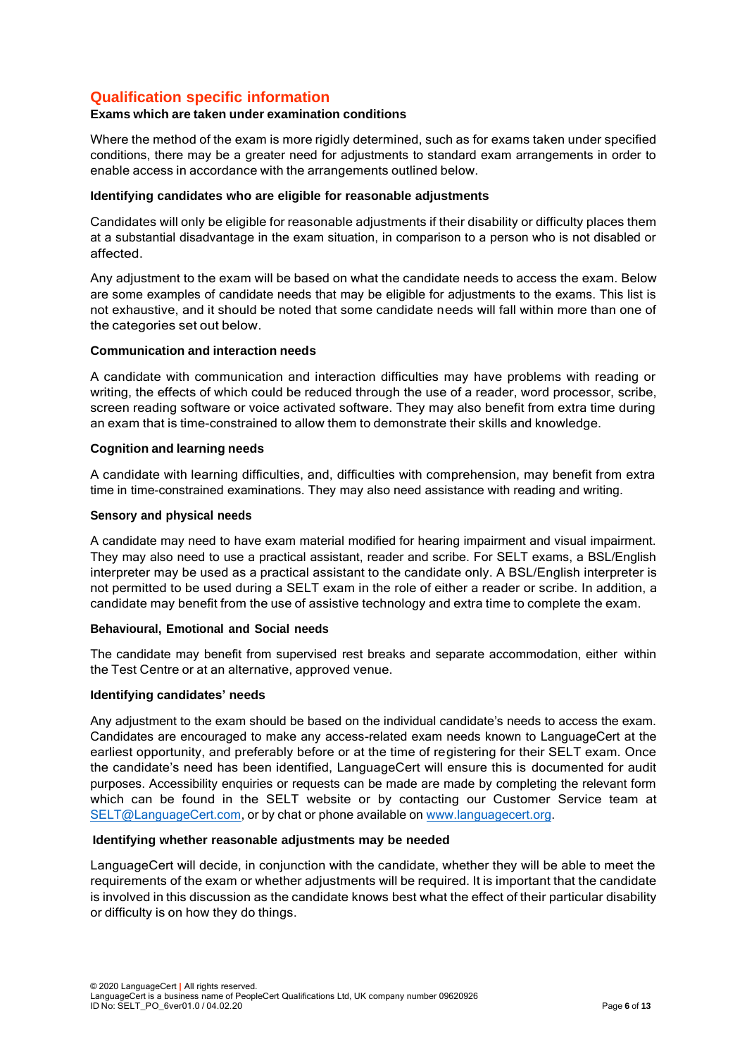## Qualification specific information

**Exams which are taken under examination conditions**

Where the method of the exam is more rigidly determined, such as for exams taken under specified conditions, there may be a greater need for adjustments to standard exam arrangements in order to enable access in accordance with the arrangements outlined below.

**Identifying candidates who are eligible for reasonable adjustments**

Candidates will only be eligible for reasonable adjustments if their disability or difficulty places them at a substantial disadvantage in the exam situation, in comparison to a person who is not disabled or affected.

Any adjustment to the exam will be based on what the candidate needs to access the exam. Below are some examples of candidate needs that may be eligible for adjustments to the exams. This list is not exhaustive, and it should be noted that some candidate needs will fall within more than one of the categories set out below.

**Communication and interaction needs**

A candidate with communication and interaction difficulties may have problems with reading or writing, the effects of which could be reduced through the use of a reader, word processor, scribe, screen reading software or voice activated software. They may also benefit from extra time during an exam that is time-constrained to allow them to demonstrate their skills and knowledge.

**Cognition and learning needs**

A candidate with learning difficulties, and, difficulties with comprehension, may benefit from extra time in time-constrained examinations. They may also need assistance with reading and writing.

**Sensory and physical needs**

A candidate may need to have exam material modified for hearing impairment and visual impairment. They may also need to use a practical assistant, reader and scribe. For SELT exams, a BSL/English interpreter may be used as a practical assistant to the candidate only. A BSL/English interpreter is not permitted to be used during a SELT exam in the role of either a reader or scribe. In addition, a candidate may benefit from the use of assistive technology and extra time to complete the exam.

**Behavioural, Emotional and Social needs**

The candidate may benefit from supervised rest breaks and separate accommodation, either within the Test Centre or at an alternative, approved venue.

**Identifying candidates' needs**

Any adjustment to the exam should be based on the individual candidate's needs to access the exam. Candidates are encouraged to make any access-related exam needs known to LanguageCert at the earliest opportunity, and preferably before or at the time of registering for their SELT exam. Once the candidate's need has been identified, LanguageCert will ensure this is documented for audit purposes. Accessibility enquiries or requests can be made are made by completing the relevant form which can be found in the SELT website or by contacting our Customer Service team at SELT@LanguageCert.com, or by chat or phone available on www.languagecert.org.

**Identifying whether reasonable adjustments may be needed**

LanguageCert will decide, in conjunction with the candidate, whether they will be able to meet the requirements of the exam or whether adjustments will be required. It is important that the candidate is involved in this discussion as the candidate knows best what the effect of their particular disability or difficulty is on how they do things.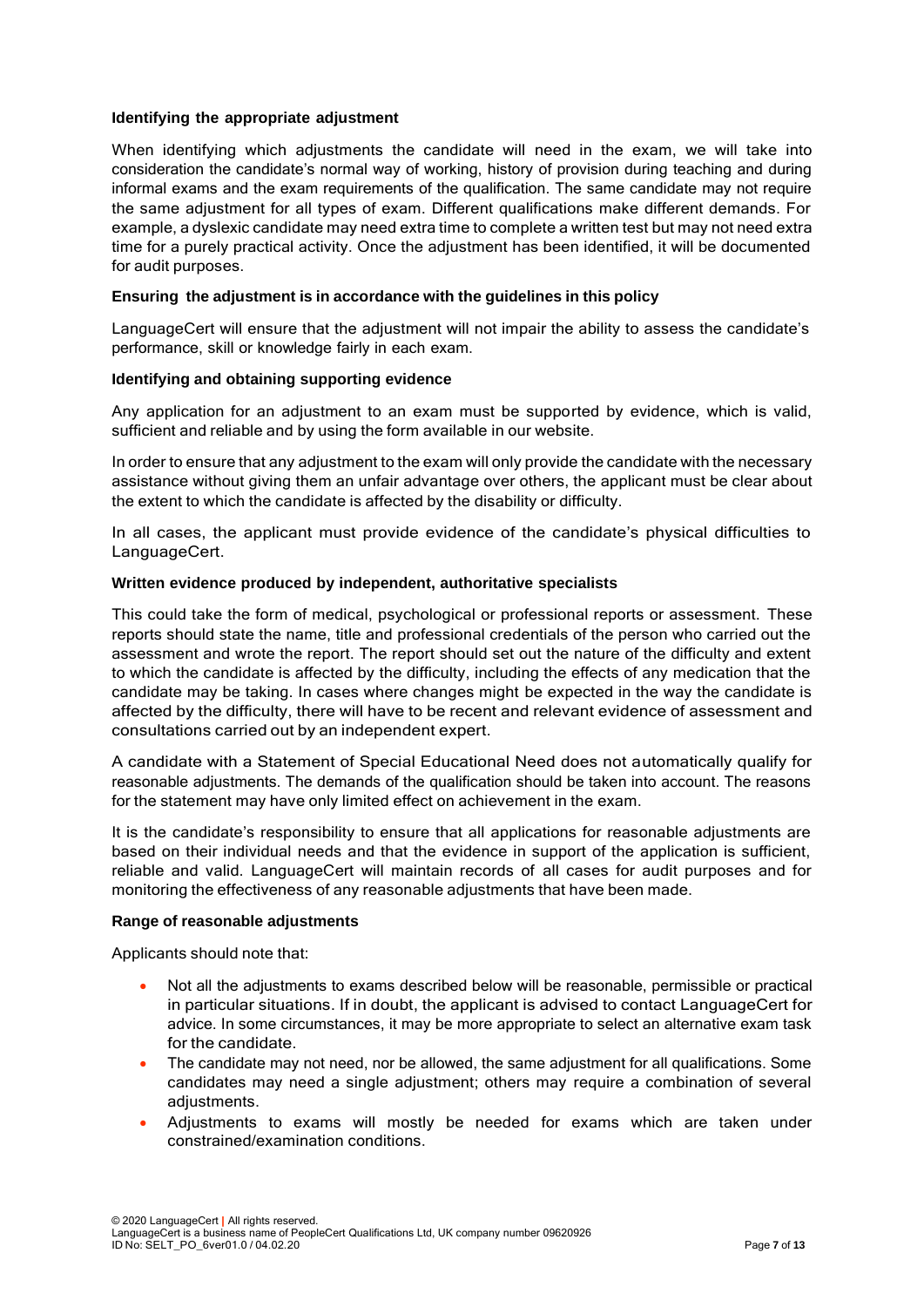**Identifying the appropriate adjustment**

When identifying which adjustments the candidate will need in the exam, we will take into consideration the candidate's normal way of working, history of provision during teaching and during informal exams and the exam requirements of the qualification. The same candidate may not require the same adjustment for all types of exam. Different qualifications make different demands. For example, a dyslexic candidate may need extra time to complete a written test but may not need extra time for a purely practical activity. Once the adjustment has been identified, it will be documented for audit purposes.

**Ensuring the adjustment is in accordance with the guidelines in this policy**

LanguageCert will ensure that the adjustment will not impair the ability to assess the candidate's performance, skill or knowledge fairly in each exam.

**Identifying and obtaining supporting evidence**

Any application for an adjustment to an exam must be supported by evidence, which is valid, sufficient and reliable and by using the form available in our website.

In order to ensure that any adjustment to the exam will only provide the candidate with the necessary assistance without giving them an unfair advantage over others, the applicant must be clear about the extent to which the candidate is affected by the disability or difficulty.

In all cases, the applicant must provide evidence of the candidate's physical difficulties to LanguageCert.

**Written evidence produced by independent, authoritative specialists**

This could take the form of medical, psychological or professional reports or assessment. These reports should state the name, title and professional credentials of the person who carried out the assessment and wrote the report. The report should set out the nature of the difficulty and extent to which the candidate is affected by the difficulty, including the effects of any medication that the candidate may be taking. In cases where changes might be expected in the way the candidate is affected by the difficulty, there will have to be recent and relevant evidence of assessment and consultations carried out by an independent expert.

A candidate with a Statement of Special Educational Need does not automatically qualify for reasonable adjustments. The demands of the qualification should be taken into account. The reasons for the statement may have only limited effect on achievement in the exam.

It is the candidate's responsibility to ensure that all applications for reasonable adjustments are based on their individual needs and that the evidence in support of the application is sufficient, reliable and valid. LanguageCert will maintain records of all cases for audit purposes and for monitoring the effectiveness of any reasonable adjustments that have been made.

**Range of reasonable adjustments**

Applicants should note that:

- Not all the adjustments to exams described below will be reasonable, permissible or practical in particular situations. If in doubt, the applicant is advised to contact LanguageCert for advice. In some circumstances, it may be more appropriate to select an alternative exam task for the candidate.
- The candidate may not need, nor be allowed, the same adjustment for all qualifications. Some candidates may need a single adjustment; others may require a combination of several adjustments.
- Adjustments to exams will mostly be needed for exams which are taken under constrained/examination conditions.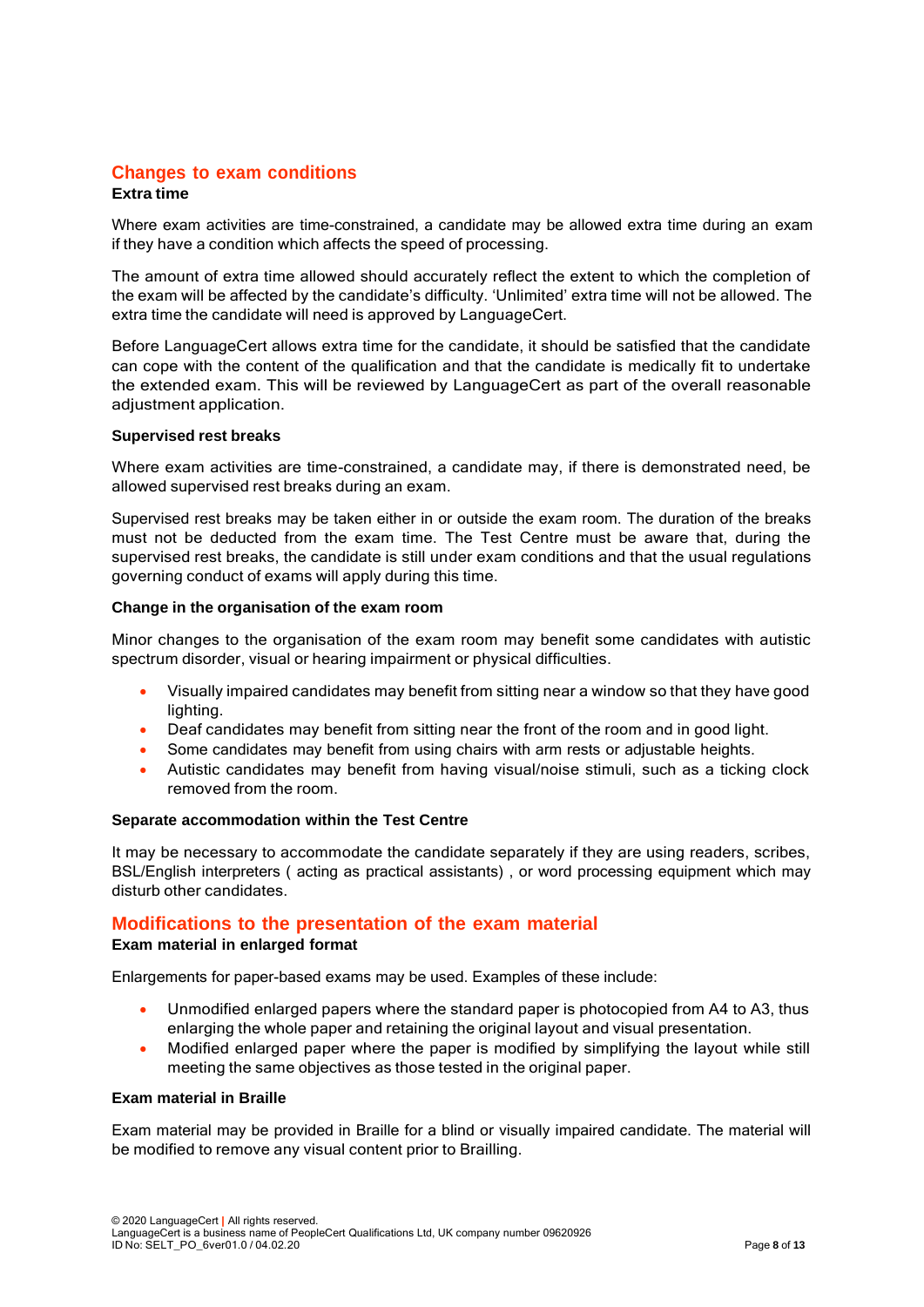## Changes to exam conditions

### Extra time

Where exam activities are time-constrained, a candidate may be allowed extra time during an exam if they have a condition which affects the speed of processing.

The amount of extra time allowed should accurately reflect the extent to which the completion of the exam will be affected by the candidate's difficulty. 'Unlimited' extra time will not be allowed. The extra time the candidate will need is approved by LanguageCert.

Before LanguageCert allows extra time for the candidate, it should be satisfied that the candidate can cope with the content of the qualification and that the candidate is medically fit to undertake the extended exam. This will be reviewed by LanguageCert as part of the overall reasonable adjustment application.

### Supervised rest breaks

Where exam activities are time-constrained, a candidate may, if there is demonstrated need, be allowed supervised rest breaks during an exam.

Supervised rest breaks may be taken either in or outside the exam room. The duration of the breaks must not be deducted from the exam time. The Test Centre must be aware that, during the supervised rest breaks, the candidate is still under exam conditions and that the usual regulations governing conduct of exams will apply during this time.

### Change in the organisation of the exam room

Minor changes to the organisation of the exam room may benefit some candidates with autistic spectrum disorder, visual or hearing impairment or physical difficulties.

- Visually impaired candidates may benefit from sitting near a window so that they have good lighting.
- Deaf candidates may benefit from sitting near the front of the room and in good light.
- Some candidates may benefit from using chairs with arm rests or adjustable heights.
- Autistic candidates may benefit from having visual/noise stimuli, such as a ticking clock removed from the room.

### Separate accommodation within the Test Centre

It may be necessary to accommodate the candidate separately if they are using readers, scribes, BSL/English interpreters ( acting as practical assistants) , or word processing equipment which may disturb other candidates.

## Modifications to the presentation of the exam material

### Exam material in enlarged format

Enlargements for paper-based exams may be used. Examples of these include:

- Unmodified enlarged papers where the standard paper is photocopied from A4 to A3, thus enlarging the whole paper and retaining the original layout and visual presentation.
- Modified enlarged paper where the paper is modified by simplifying the layout while still meeting the same objectives as those tested in the original paper.

### Exam material in Braille

Exam material may be provided in Braille for a blind or visually impaired candidate. The material will be modified to remove any visual content prior to Brailling.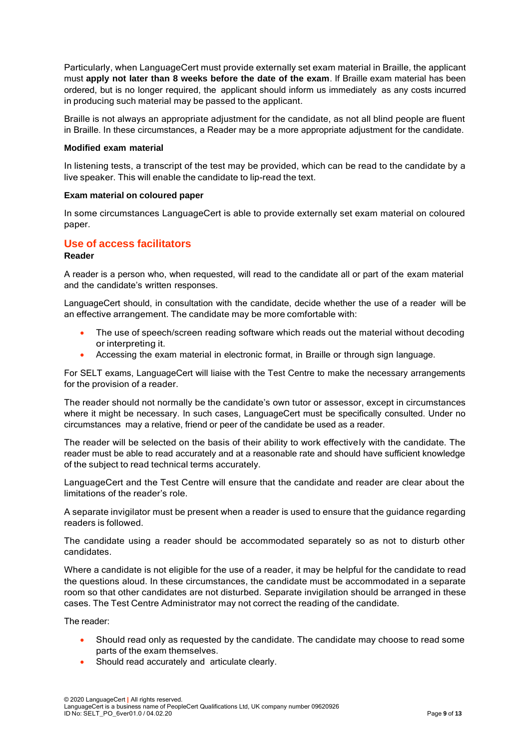Particularly, when LanguageCert must provide externally set exam material in Braille, the applicant must **apply not later than 8 weeks before the date of the exam**. If Braille exam material has been ordered, but is no longer required, the applicant should inform us immediately as any costs incurred in producing such material may be passed to the applicant.

Braille is not always an appropriate adjustment for the candidate, as not all blind people are fluent in Braille. In these circumstances, a Reader may be a more appropriate adjustment for the candidate.

**Modified exam material**

In listening tests, a transcript of the test may be provided, which can be read to the candidate by a live speaker. This will enable the candidate to lip-read the text.

**Exam material on coloured paper**

In some circumstances LanguageCert is able to provide externally set exam material on coloured paper.

## Use of access facilitators

**Reader**

A reader is a person who, when requested, will read to the candidate all or part of the exam material and the candidate's written responses.

LanguageCert should, in consultation with the candidate, decide whether the use of a reader will be an effective arrangement. The candidate may be more comfortable with:

- The use of speech/screen reading software which reads out the material without decoding or interpreting it.
- Accessing the exam material in electronic format, in Braille or through sign language.

For SELT exams, LanguageCert will liaise with the Test Centre to make the necessary arrangements for the provision of a reader.

The reader should not normally be the candidate's own tutor or assessor, except in circumstances where it might be necessary. In such cases, LanguageCert must be specifically consulted. Under no circumstances may a relative, friend or peer of the candidate be used as a reader.

The reader will be selected on the basis of their ability to work effectively with the candidate. The reader must be able to read accurately and at a reasonable rate and should have sufficient knowledge of the subject to read technical terms accurately.

LanguageCert and the Test Centre will ensure that the candidate and reader are clear about the limitations of the reader's role.

A separate invigilator must be present when a reader is used to ensure that the guidance regarding readers is followed.

The candidate using a reader should be accommodated separately so as not to disturb other candidates.

Where a candidate is not eligible for the use of a reader, it may be helpful for the candidate to read the questions aloud. In these circumstances, the candidate must be accommodated in a separate room so that other candidates are not disturbed. Separate invigilation should be arranged in these cases. The Test Centre Administrator may not correct the reading of the candidate.

The reader:

- Should read only as requested by the candidate. The candidate may choose to read some parts of the exam themselves.
- Should read accurately and articulate clearly.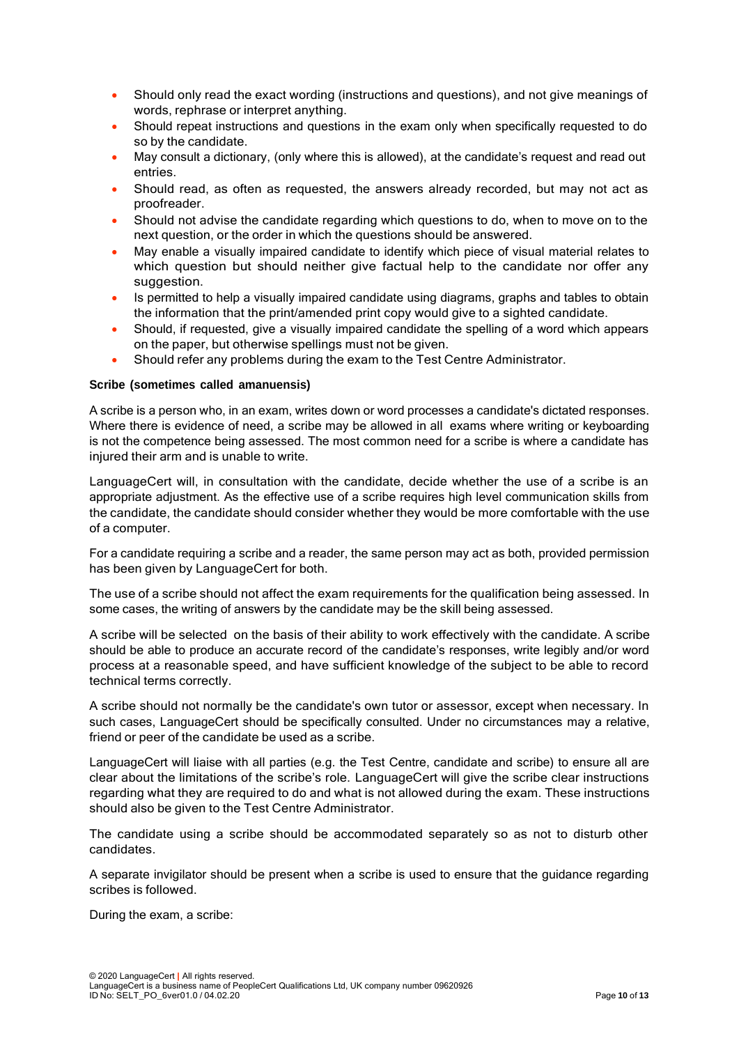- Should only read the exact wording (instructions and questions), and not give meanings of words, rephrase or interpret anything.
- Should repeat instructions and questions in the exam only when specifically requested to do so by the candidate.
- May consult a dictionary, (only where this is allowed), at the candidate's request and read out entries.
- Should read, as often as requested, the answers already recorded, but may not act as proofreader.
- Should not advise the candidate regarding which questions to do, when to move on to the next question, or the order in which the questions should be answered.
- May enable a visually impaired candidate to identify which piece of visual material relates to which question but should neither give factual help to the candidate nor offer any suggestion.
- Is permitted to help a visually impaired candidate using diagrams, graphs and tables to obtain the information that the print/amended print copy would give to a sighted candidate.
- Should, if requested, give a visually impaired candidate the spelling of a word which appears on the paper, but otherwise spellings must not be given.
- Should refer any problems during the exam to the Test Centre Administrator.

**Scribe (sometimes called amanuensis)**

A scribe is a person who, in an exam, writes down or word processes a candidate's dictated responses. Where there is evidence of need, a scribe may be allowed in all exams where writing or keyboarding is not the competence being assessed. The most common need for a scribe is where a candidate has injured their arm and is unable to write.

LanguageCert will, in consultation with the candidate, decide whether the use of a scribe is an appropriate adjustment. As the effective use of a scribe requires high level communication skills from the candidate, the candidate should consider whether they would be more comfortable with the use of a computer.

For a candidate requiring a scribe and a reader, the same person may act as both, provided permission has been given by LanguageCert for both.

The use of a scribe should not affect the exam requirements for the qualification being assessed. In some cases, the writing of answers by the candidate may be the skill being assessed.

A scribe will be selected on the basis of their ability to work effectively with the candidate. A scribe should be able to produce an accurate record of the candidate's responses, write legibly and/or word process at a reasonable speed, and have sufficient knowledge of the subject to be able to record technical terms correctly.

A scribe should not normally be the candidate's own tutor or assessor, except when necessary. In such cases, LanguageCert should be specifically consulted. Under no circumstances may a relative, friend or peer of the candidate be used as a scribe.

LanguageCert will liaise with all parties (e.g. the Test Centre, candidate and scribe) to ensure all are clear about the limitations of the scribe's role. LanguageCert will give the scribe clear instructions regarding what they are required to do and what is not allowed during the exam. These instructions should also be given to the Test Centre Administrator.

The candidate using a scribe should be accommodated separately so as not to disturb other candidates.

A separate invigilator should be present when a scribe is used to ensure that the guidance regarding scribes is followed.

During the exam, a scribe: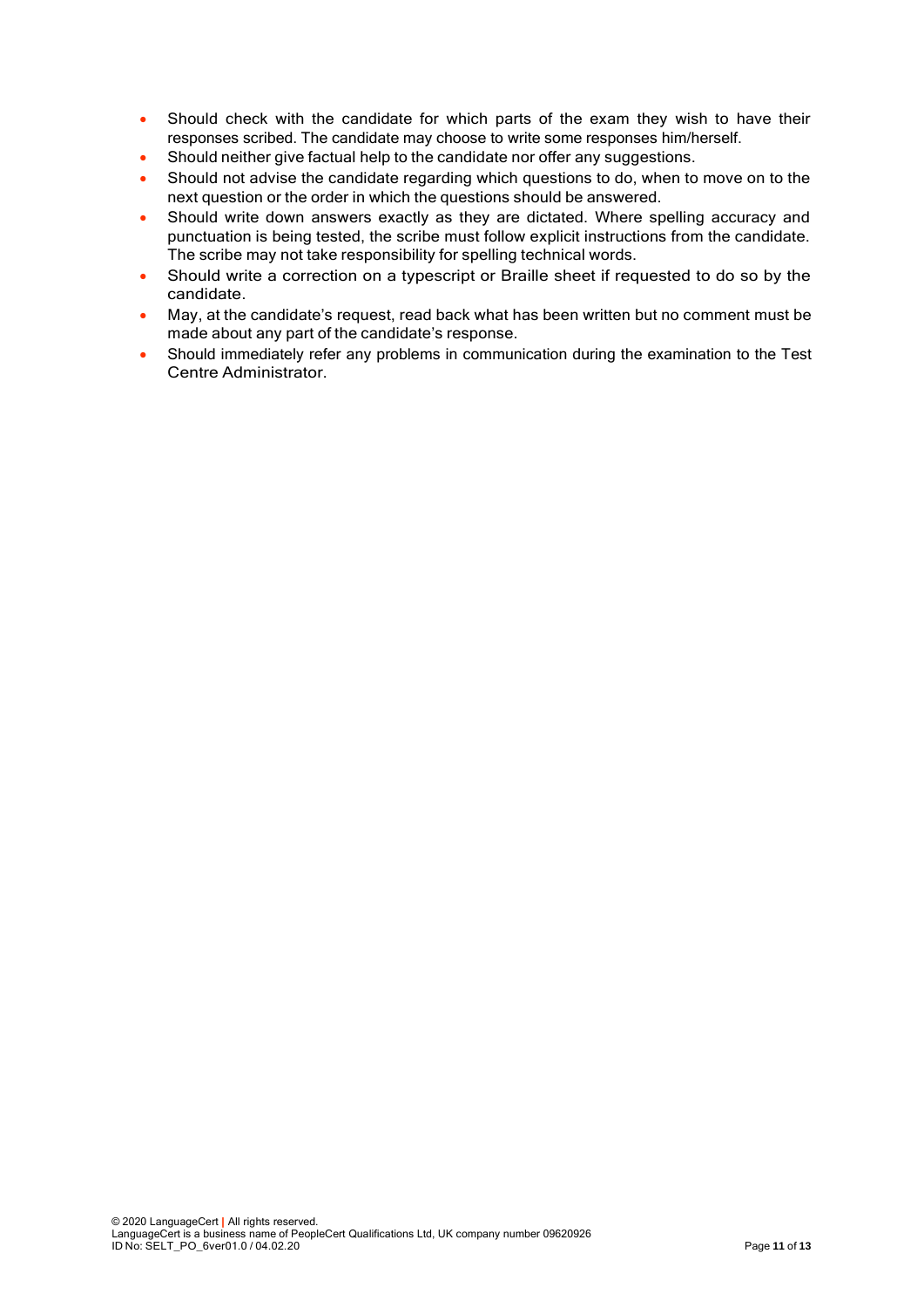- Should check with the candidate for which parts of the exam they wish to have their responses scribed. The candidate may choose to write some responses him/herself.
- Should neither give factual help to the candidate nor offer any suggestions.
- Should not advise the candidate regarding which questions to do, when to move on to the next question or the order in which the questions should be answered.
- Should write down answers exactly as they are dictated. Where spelling accuracy and punctuation is being tested, the scribe must follow explicit instructions from the candidate. The scribe may not take responsibility for spelling technical words.
- Should write a correction on a typescript or Braille sheet if requested to do so by the candidate.
- May, at the candidate's request, read back what has been written but no comment must be made about any part of the candidate's response.
- Should immediately refer any problems in communication during the examination to the Test Centre Administrator.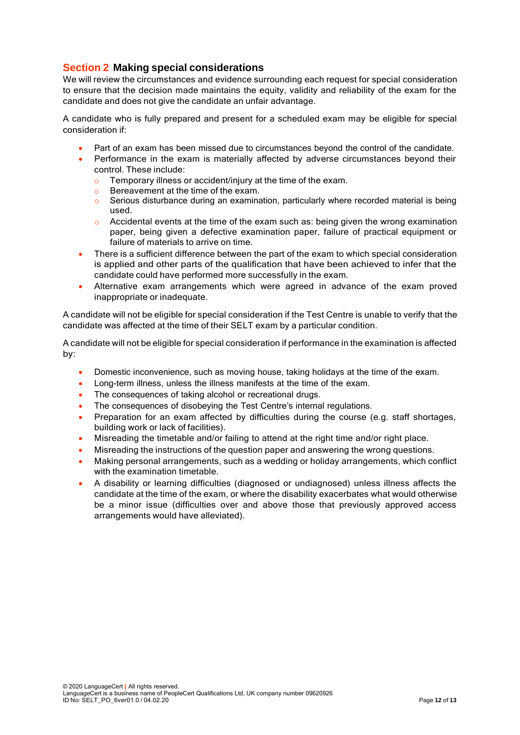## Section 2 Making special considerations

We will review the circumstances and evidence surrounding each request for special consideration to ensure that the decision made maintains the equity, validity and reliability of the exam for the candidate and does not give the candidate an unfair advantage.

A candidate who is fully prepared and present for a scheduled exam may be eligible for special consideration if:

- Part of an exam has been missed due to circumstances beyond the control of the candidate.
- Performance in the exam is materially affected by adverse circumstances beyond their control. These include:
  - Temporary illness or accident/injury at the time of the exam.
  - Bereavement at the time of the exam.
  - Serious disturbance during an examination, particularly where recorded material is being used.
  - Accidental events at the time of the exam such as: being given the wrong examination paper, being given a defective examination paper, failure of practical equipment or failure of materials to arrive on time.
- There is a sufficient difference between the part of the exam to which special consideration is applied and other parts of the qualification that have been achieved to infer that the candidate could have performed more successfully in the exam.
- Alternative exam arrangements which were agreed in advance of the exam proved inappropriate or inadequate.

A candidate will not be eligible for special consideration if the Test Centre is unable to verify that the candidate was affected at the time of their SELT exam by a particular condition.

A candidate will not be eligible for special consideration if performance in the examination is affected by:

- Domestic inconvenience, such as moving house, taking holidays at the time of the exam.
- Long-term illness, unless the illness manifests at the time of the exam.
- The consequences of taking alcohol or recreational drugs.
- The consequences of disobeying the Test Centre's internal regulations.
- Preparation for an exam affected by difficulties during the course (e.g. staff shortages, building work or lack of facilities).
- Misreading the timetable and/or failing to attend at the right time and/or right place.
- Misreading the instructions of the question paper and answering the wrong questions.
- Making personal arrangements, such as a wedding or holiday arrangements, which conflict with the examination timetable.
- A disability or learning difficulties (diagnosed or undiagnosed) unless illness affects the candidate at the time of the exam, or where the disability exacerbates what would otherwise be a minor issue (difficulties over and above those that previously approved access arrangements would have alleviated).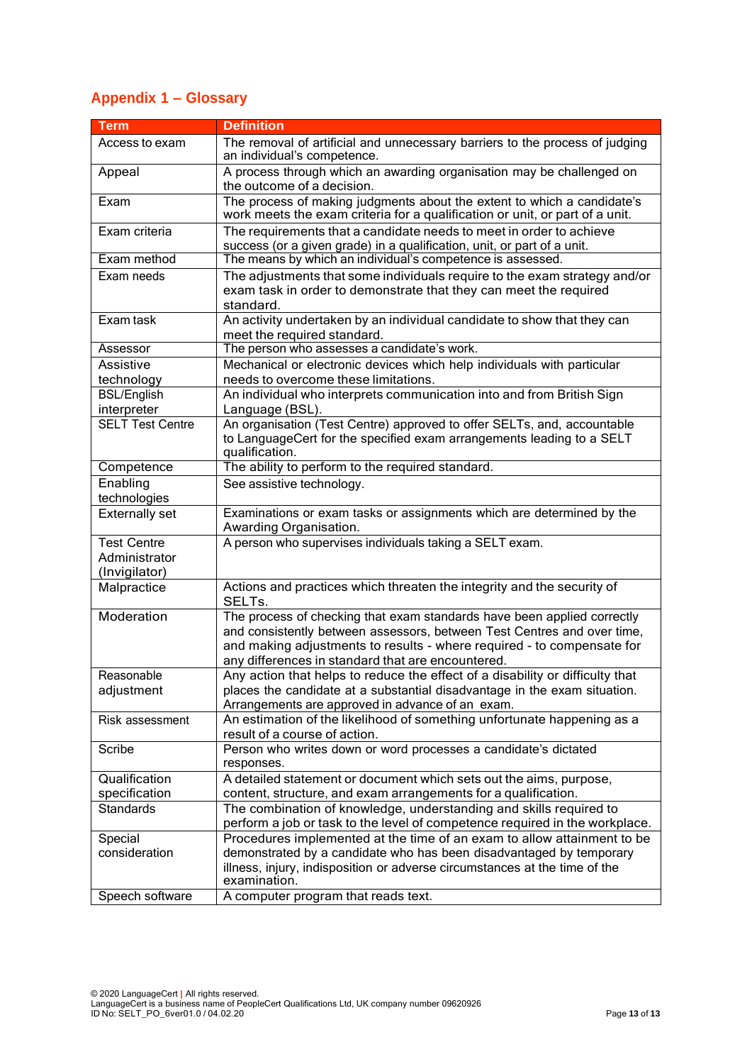## Appendix 1 – Glossary

| Term | Definition |
|---|---|
| Access to exam | The removal of artificial and unnecessary barriers to the process of judging an individual's competence. |
| Appeal | A process through which an awarding organisation may be challenged on the outcome of a decision. |
| Exam | The process of making judgments about the extent to which a candidate's work meets the exam criteria for a qualification or unit, or part of a unit. |
| Exam criteria | The requirements that a candidate needs to meet in order to achieve success (or a given grade) in a qualification, unit, or part of a unit. |
| Exam method | The means by which an individual's competence is assessed. |
| Exam needs | The adjustments that some individuals require to the exam strategy and/or exam task in order to demonstrate that they can meet the required standard. |
| Exam task | An activity undertaken by an individual candidate to show that they can meet the required standard. |
| Assessor | The person who assesses a candidate's work. |
| Assistive technology | Mechanical or electronic devices which help individuals with particular needs to overcome these limitations. |
| BSL/English interpreter | An individual who interprets communication into and from British Sign Language (BSL). |
| SELT Test Centre | An organisation (Test Centre) approved to offer SELTs, and, accountable to LanguageCert for the specified exam arrangements leading to a SELT qualification. |
| Competence | The ability to perform to the required standard. |
| Enabling technologies | See assistive technology. |
| Externally set | Examinations or exam tasks or assignments which are determined by the Awarding Organisation. |
| Test Centre Administrator (Invigilator) | A person who supervises individuals taking a SELT exam. |
| Malpractice | Actions and practices which threaten the integrity and the security of SELTs. |
| Moderation | The process of checking that exam standards have been applied correctly and consistently between assessors, between Test Centres and over time, and making adjustments to results - where required - to compensate for any differences in standard that are encountered. |
| Reasonable adjustment | Any action that helps to reduce the effect of a disability or difficulty that places the candidate at a substantial disadvantage in the exam situation. Arrangements are approved in advance of an exam. |
| Risk assessment | An estimation of the likelihood of something unfortunate happening as a result of a course of action. |
| Scribe | Person who writes down or word processes a candidate's dictated responses. |
| Qualification specification | A detailed statement or document which sets out the aims, purpose, content, structure, and exam arrangements for a qualification. |
| Standards | The combination of knowledge, understanding and skills required to perform a job or task to the level of competence required in the workplace. |
| Special consideration | Procedures implemented at the time of an exam to allow attainment to be demonstrated by a candidate who has been disadvantaged by temporary illness, injury, indisposition or adverse circumstances at the time of the examination. |
| Speech software | A computer program that reads text. |

© 2020 LanguageCert | All rights reserved.
LanguageCert is a business name of PeopleCert Qualifications Ltd, UK company number 09620926
ID No: SELT_PO_6ver01.0 / 04.02.20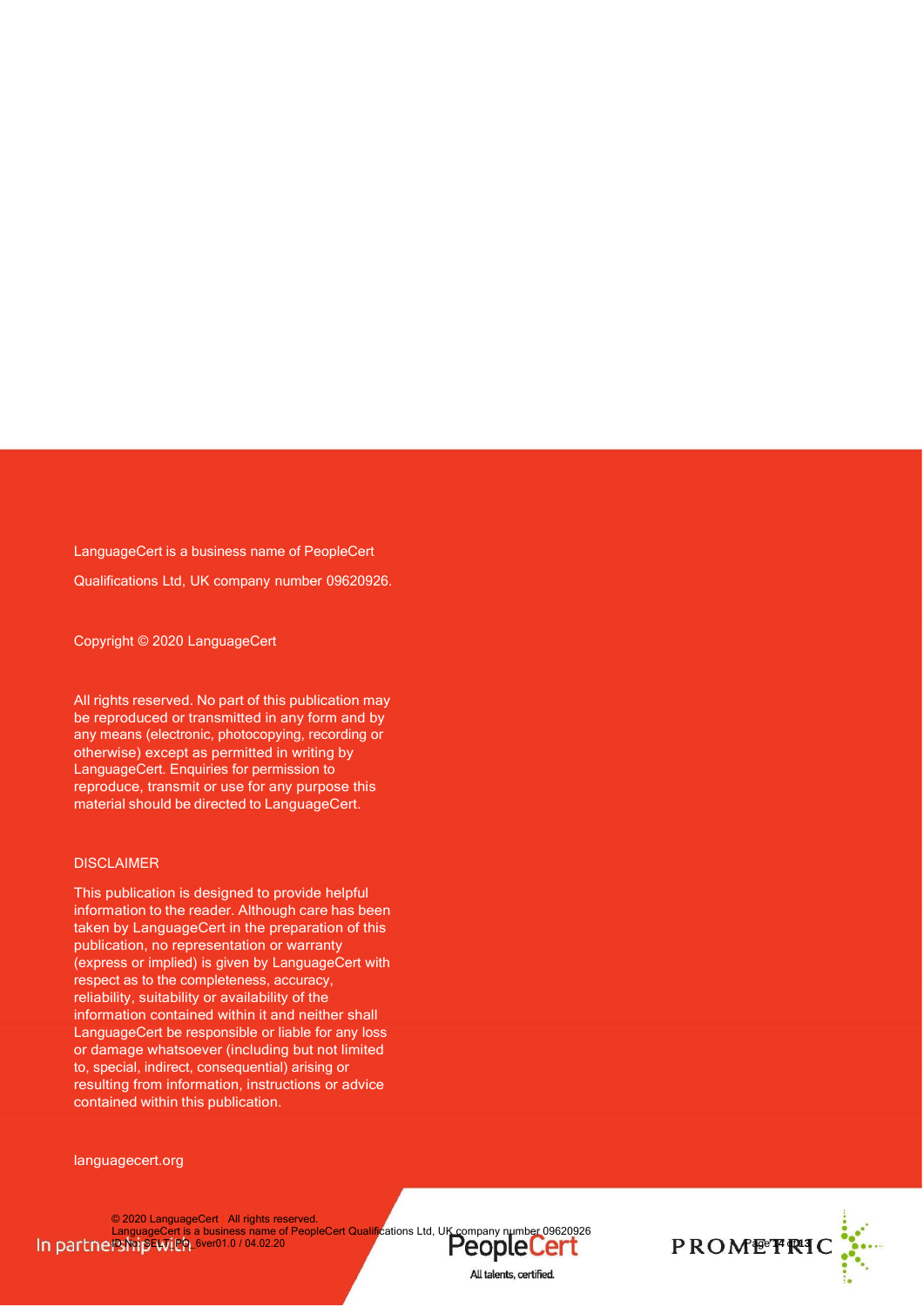LanguageCert is a business name of PeopleCert Qualifications Ltd, UK company number 09620926.

Copyright © 2020 LanguageCert

All rights reserved. No part of this publication may be reproduced or transmitted in any form and by any means (electronic, photocopying, recording or otherwise) except as permitted in writing by LanguageCert. Enquiries for permission to reproduce, transmit or use for any purpose this material should be directed to LanguageCert.

DISCLAIMER

This publication is designed to provide helpful information to the reader. Although care has been taken by LanguageCert in the preparation of this publication, no representation or warranty (express or implied) is given by LanguageCert with respect as to the completeness, accuracy, reliability, suitability or availability of the information contained within it and neither shall LanguageCert be responsible or liable for any loss or damage whatsoever (including but not limited to, special, indirect, consequential) arising or resulting from information, instructions or advice contained within this publication.

languagecert.org

In partnership with PeopleCert All talents, certified. PROMETRIC